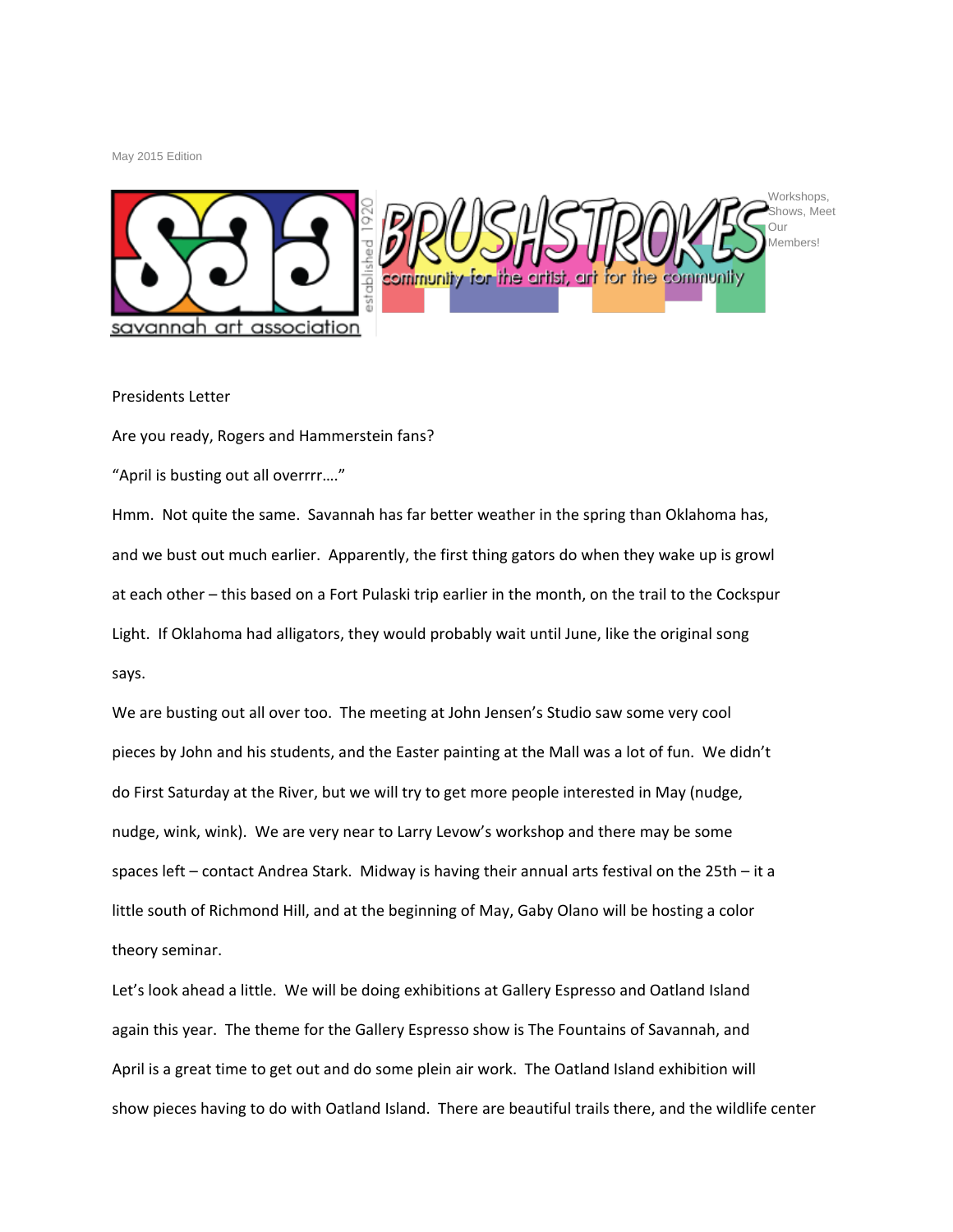May 2015 Edition

savannah art association — established 1920

# BRUSHSTROKES

community for the artist, art for the community

Workshops, Shows, Meet Our Members!

## Presidents Letter

Are you ready, Rogers and Hammerstein fans?

“April is busting out all overrrr….”

Hmm. Not quite the same. Savannah has far better weather in the spring than Oklahoma has, and we bust out much earlier. Apparently, the first thing gators do when they wake up is growl at each other – this based on a Fort Pulaski trip earlier in the month, on the trail to the Cockspur Light. If Oklahoma had alligators, they would probably wait until June, like the original song says.

We are busting out all over too. The meeting at John Jensen’s Studio saw some very cool pieces by John and his students, and the Easter painting at the Mall was a lot of fun. We didn’t do First Saturday at the River, but we will try to get more people interested in May (nudge, nudge, wink, wink). We are very near to Larry Levow’s workshop and there may be some spaces left – contact Andrea Stark. Midway is having their annual arts festival on the 25th – it a little south of Richmond Hill, and at the beginning of May, Gaby Olano will be hosting a color theory seminar.

Let’s look ahead a little. We will be doing exhibitions at Gallery Espresso and Oatland Island again this year. The theme for the Gallery Espresso show is The Fountains of Savannah, and April is a great time to get out and do some plein air work. The Oatland Island exhibition will show pieces having to do with Oatland Island. There are beautiful trails there, and the wildlife center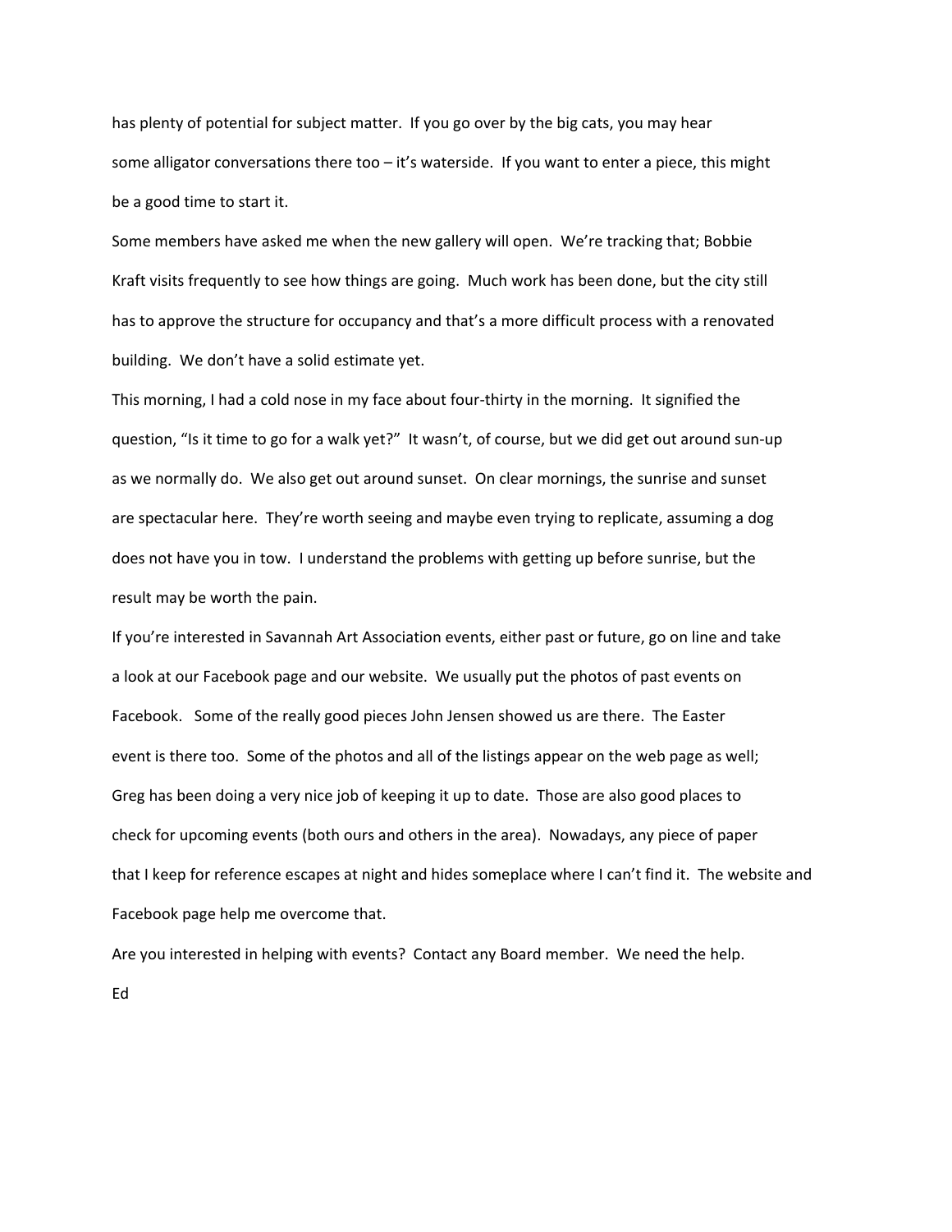has plenty of potential for subject matter. If you go over by the big cats, you may hear some alligator conversations there too – it's waterside. If you want to enter a piece, this might be a good time to start it.

Some members have asked me when the new gallery will open. We're tracking that; Bobbie Kraft visits frequently to see how things are going. Much work has been done, but the city still has to approve the structure for occupancy and that's a more difficult process with a renovated building. We don't have a solid estimate yet.

This morning, I had a cold nose in my face about four-thirty in the morning. It signified the question, "Is it time to go for a walk yet?" It wasn't, of course, but we did get out around sun-up as we normally do. We also get out around sunset. On clear mornings, the sunrise and sunset are spectacular here. They're worth seeing and maybe even trying to replicate, assuming a dog does not have you in tow. I understand the problems with getting up before sunrise, but the result may be worth the pain.

If you're interested in Savannah Art Association events, either past or future, go on line and take a look at our Facebook page and our website. We usually put the photos of past events on Facebook. Some of the really good pieces John Jensen showed us are there. The Easter event is there too. Some of the photos and all of the listings appear on the web page as well; Greg has been doing a very nice job of keeping it up to date. Those are also good places to check for upcoming events (both ours and others in the area). Nowadays, any piece of paper that I keep for reference escapes at night and hides someplace where I can't find it. The website and Facebook page help me overcome that.

Are you interested in helping with events? Contact any Board member. We need the help.

Ed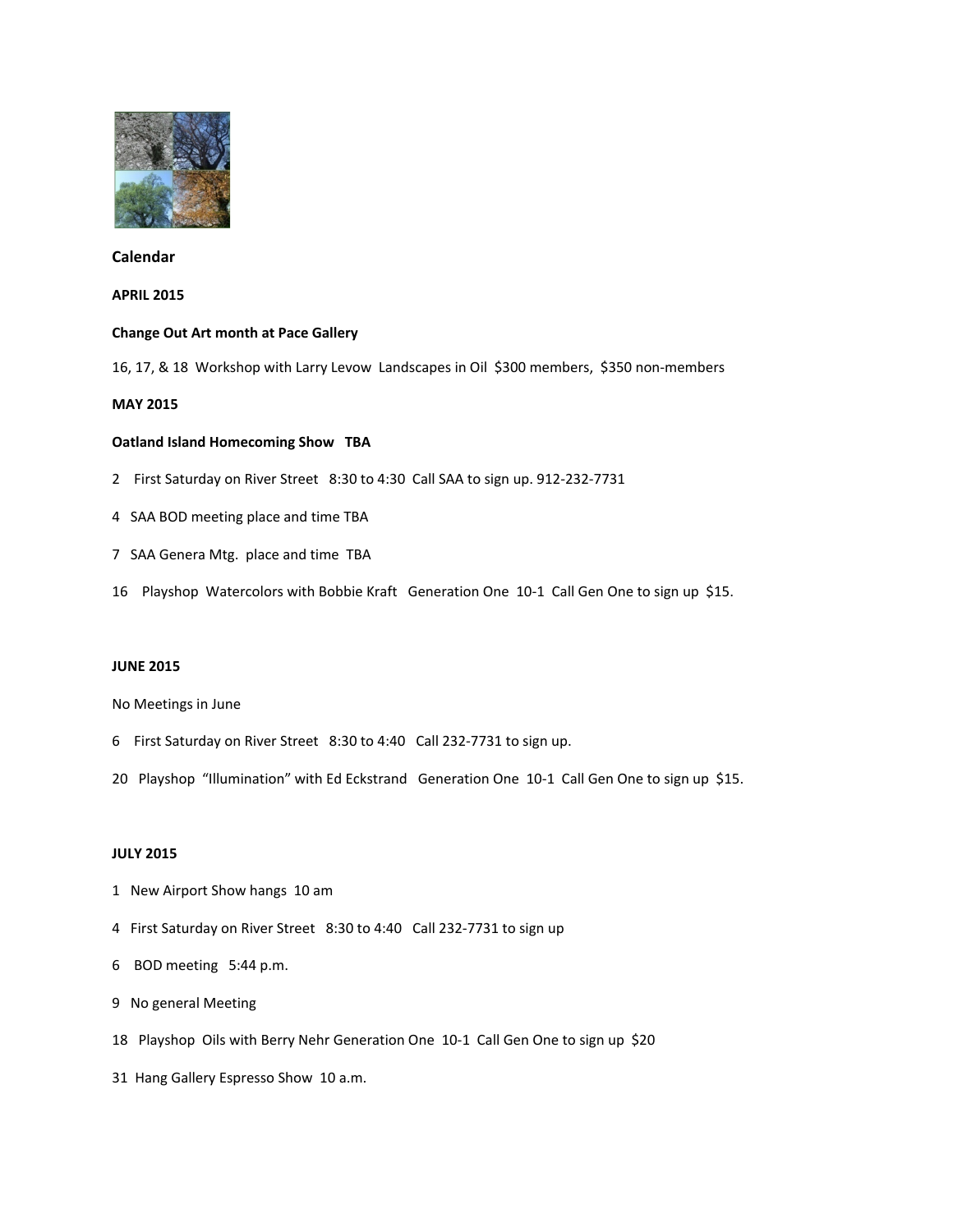## Calendar

**APRIL 2015**

**Change Out Art month at Pace Gallery**

16, 17, & 18 Workshop with Larry Levow Landscapes in Oil $300 members, $350 non-members

**MAY 2015**

**Oatland Island Homecoming Show TBA**

2 First Saturday on River Street 8:30 to 4:30 Call SAA to sign up. 912-232-7731

4 SAA BOD meeting place and time TBA

7 SAA Genera Mtg. place and time TBA

16 Playshop Watercolors with Bobbie Kraft Generation One 10-1 Call Gen One to sign up $15.

**JUNE 2015**

No Meetings in June

6 First Saturday on River Street 8:30 to 4:40 Call 232-7731 to sign up.

20 Playshop "Illumination" with Ed Eckstrand Generation One 10-1 Call Gen One to sign up $15.

**JULY 2015**

1 New Airport Show hangs 10 am

4 First Saturday on River Street 8:30 to 4:40 Call 232-7731 to sign up

6 BOD meeting 5:44 p.m.

9 No general Meeting

18 Playshop Oils with Berry Nehr Generation One 10-1 Call Gen One to sign up $20

31 Hang Gallery Espresso Show 10 a.m.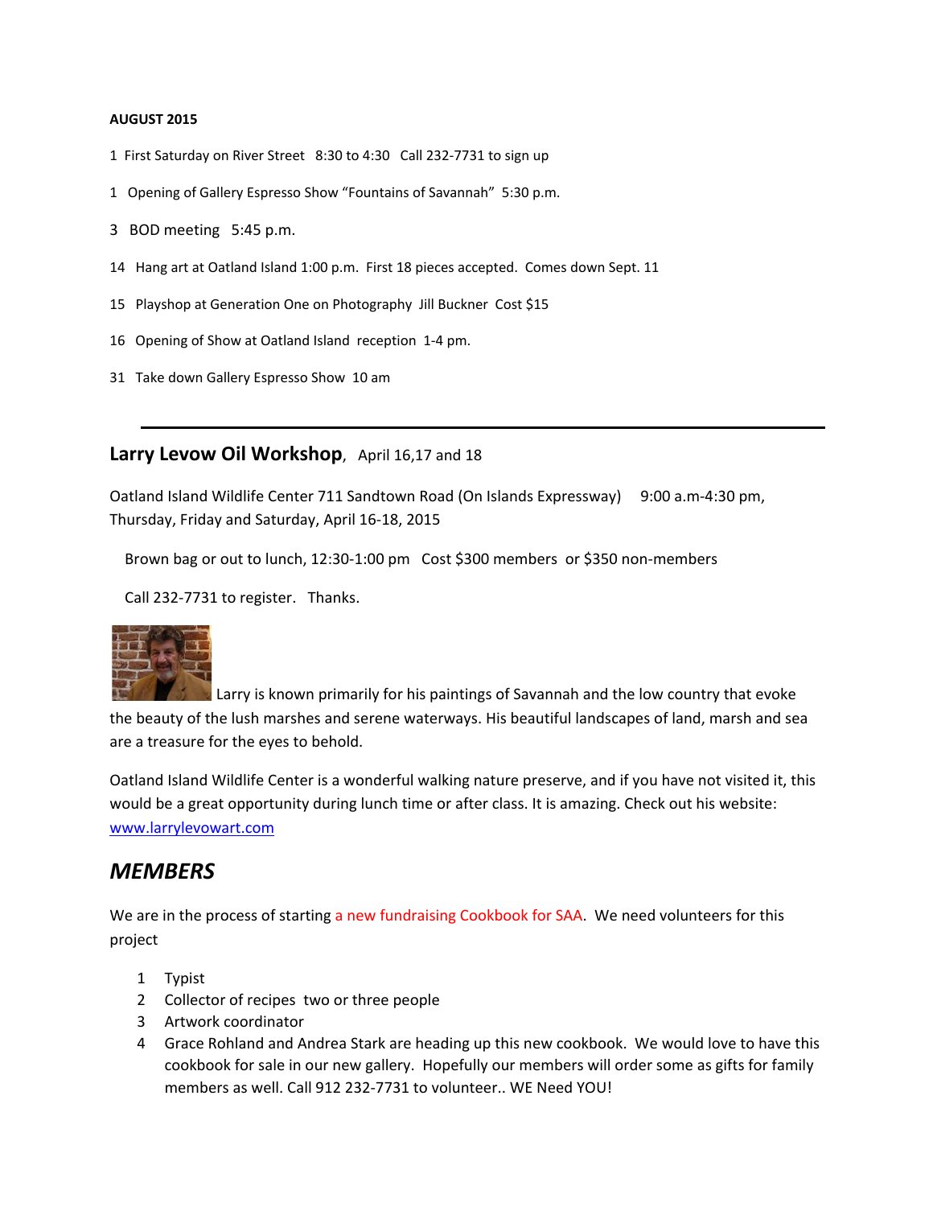**AUGUST 2015**

1 First Saturday on River Street 8:30 to 4:30 Call 232-7731 to sign up

1 Opening of Gallery Espresso Show “Fountains of Savannah” 5:30 p.m.

3 BOD meeting 5:45 p.m.

14 Hang art at Oatland Island 1:00 p.m. First 18 pieces accepted. Comes down Sept. 11

15 Playshop at Generation One on Photography Jill Buckner Cost $15

16 Opening of Show at Oatland Island reception 1-4 pm.

31 Take down Gallery Espresso Show 10 am

---

## Larry Levow Oil Workshop, April 16,17 and 18

Oatland Island Wildlife Center 711 Sandtown Road (On Islands Expressway) 9:00 a.m-4:30 pm, Thursday, Friday and Saturday, April 16-18, 2015

Brown bag or out to lunch, 12:30-1:00 pm Cost $300 members or $350 non-members

Call 232-7731 to register. Thanks.

Larry is known primarily for his paintings of Savannah and the low country that evoke the beauty of the lush marshes and serene waterways. His beautiful landscapes of land, marsh and sea are a treasure for the eyes to behold.

Oatland Island Wildlife Center is a wonderful walking nature preserve, and if you have not visited it, this would be a great opportunity during lunch time or after class. It is amazing. Check out his website: www.larrylevowart.com

## *MEMBERS*

We are in the process of starting a new fundraising Cookbook for SAA. We need volunteers for this project

1. Typist
2. Collector of recipes two or three people
3. Artwork coordinator
4. Grace Rohland and Andrea Stark are heading up this new cookbook. We would love to have this cookbook for sale in our new gallery. Hopefully our members will order some as gifts for family members as well. Call 912 232-7731 to volunteer.. WE Need YOU!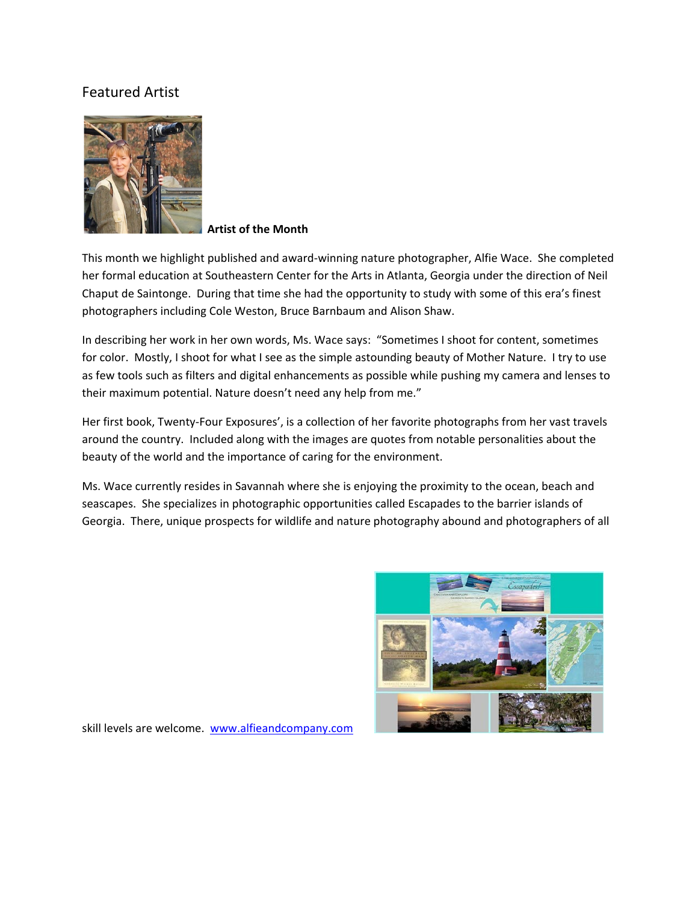## Featured Artist

**Artist of the Month**

This month we highlight published and award-winning nature photographer, Alfie Wace. She completed her formal education at Southeastern Center for the Arts in Atlanta, Georgia under the direction of Neil Chaput de Saintonge. During that time she had the opportunity to study with some of this era's finest photographers including Cole Weston, Bruce Barnbaum and Alison Shaw.

In describing her work in her own words, Ms. Wace says: "Sometimes I shoot for content, sometimes for color. Mostly, I shoot for what I see as the simple astounding beauty of Mother Nature. I try to use as few tools such as filters and digital enhancements as possible while pushing my camera and lenses to their maximum potential. Nature doesn't need any help from me."

Her first book, Twenty-Four Exposures', is a collection of her favorite photographs from her vast travels around the country. Included along with the images are quotes from notable personalities about the beauty of the world and the importance of caring for the environment.

Ms. Wace currently resides in Savannah where she is enjoying the proximity to the ocean, beach and seascapes. She specializes in photographic opportunities called Escapades to the barrier islands of Georgia. There, unique prospects for wildlife and nature photography abound and photographers of all skill levels are welcome. [www.alfieandcompany.com](http://www.alfieandcompany.com)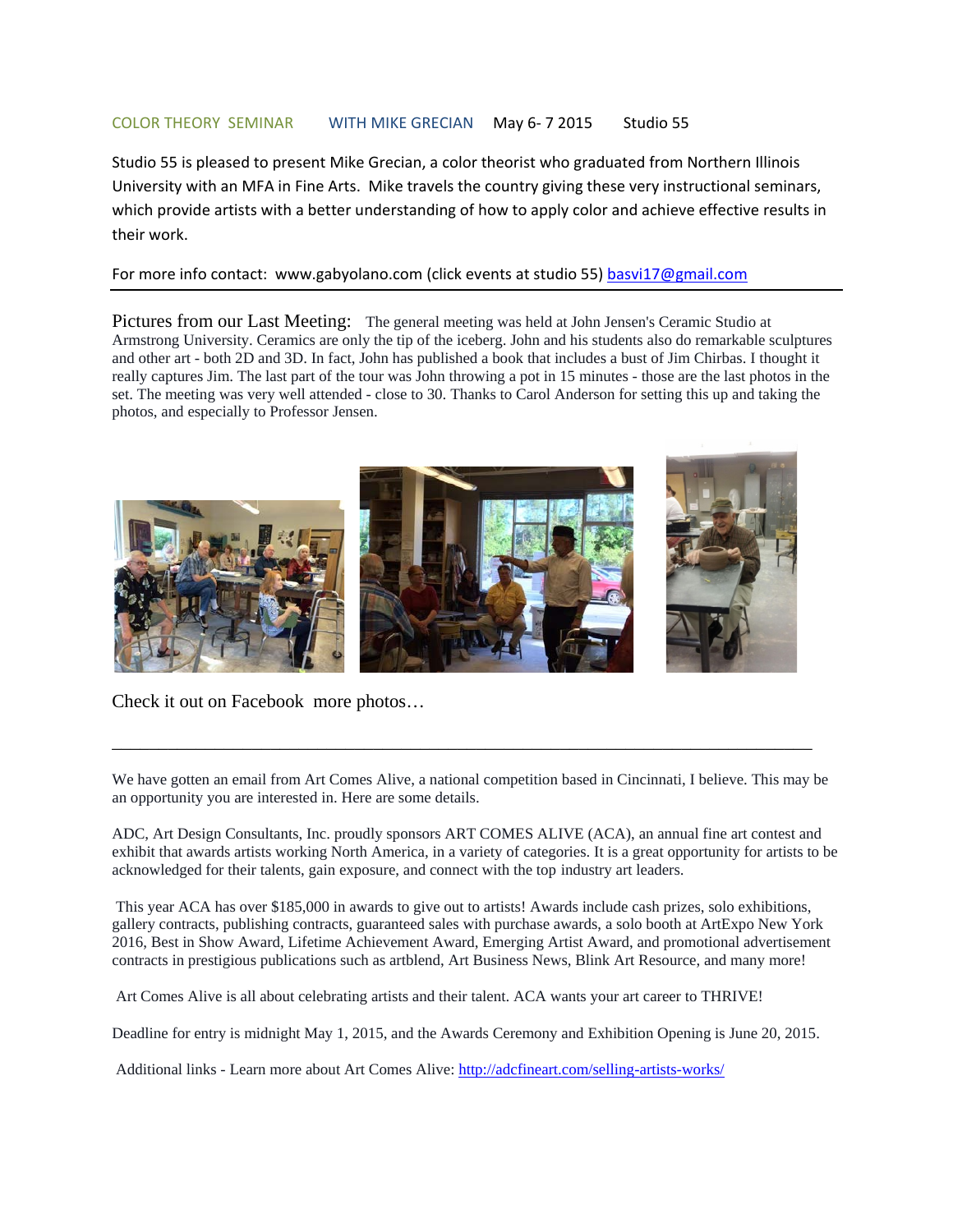COLOR THEORY SEMINAR WITH MIKE GRECIAN May 6- 7 2015 Studio 55

Studio 55 is pleased to present Mike Grecian, a color theorist who graduated from Northern Illinois University with an MFA in Fine Arts. Mike travels the country giving these very instructional seminars, which provide artists with a better understanding of how to apply color and achieve effective results in their work.

For more info contact: www.gabyolano.com (click events at studio 55) basvi17@gmail.com

---

Pictures from our Last Meeting: The general meeting was held at John Jensen's Ceramic Studio at Armstrong University. Ceramics are only the tip of the iceberg. John and his students also do remarkable sculptures and other art - both 2D and 3D. In fact, John has published a book that includes a bust of Jim Chirbas. I thought it really captures Jim. The last part of the tour was John throwing a pot in 15 minutes - those are the last photos in the set. The meeting was very well attended - close to 30. Thanks to Carol Anderson for setting this up and taking the photos, and especially to Professor Jensen.

Check it out on Facebook more photos…

---

We have gotten an email from Art Comes Alive, a national competition based in Cincinnati, I believe. This may be an opportunity you are interested in. Here are some details.

ADC, Art Design Consultants, Inc. proudly sponsors ART COMES ALIVE (ACA), an annual fine art contest and exhibit that awards artists working North America, in a variety of categories. It is a great opportunity for artists to be acknowledged for their talents, gain exposure, and connect with the top industry art leaders.

This year ACA has over $185,000 in awards to give out to artists! Awards include cash prizes, solo exhibitions, gallery contracts, publishing contracts, guaranteed sales with purchase awards, a solo booth at ArtExpo New York 2016, Best in Show Award, Lifetime Achievement Award, Emerging Artist Award, and promotional advertisement contracts in prestigious publications such as artblend, Art Business News, Blink Art Resource, and many more!

Art Comes Alive is all about celebrating artists and their talent. ACA wants your art career to THRIVE!

Deadline for entry is midnight May 1, 2015, and the Awards Ceremony and Exhibition Opening is June 20, 2015.

Additional links - Learn more about Art Comes Alive: http://adcfineart.com/selling-artists-works/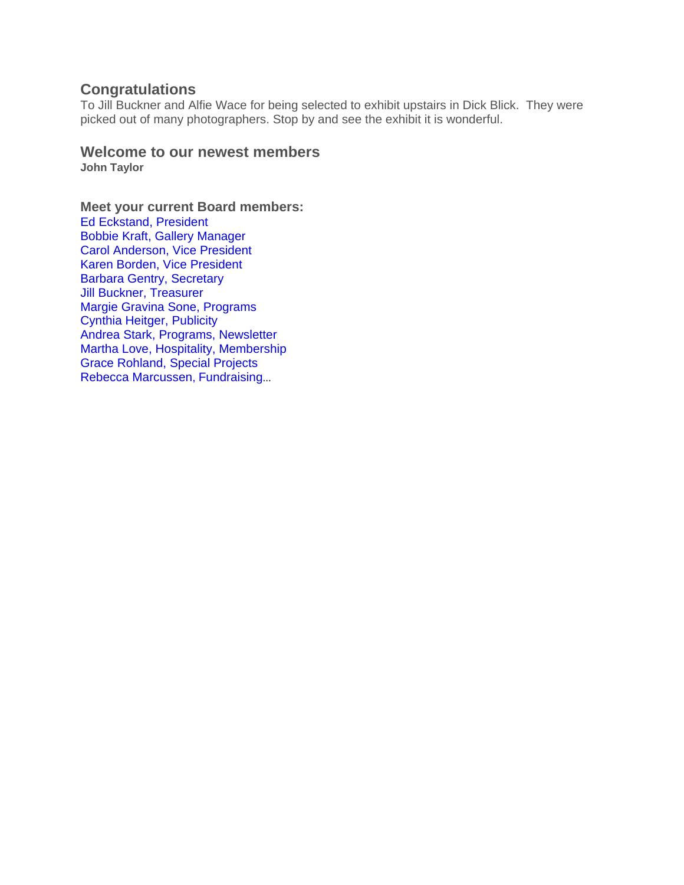## Congratulations

To Jill Buckner and Alfie Wace for being selected to exhibit upstairs in Dick Blick. They were picked out of many photographers. Stop by and see the exhibit it is wonderful.

## Welcome to our newest members

**John Taylor**

### Meet your current Board members:

Ed Eckstand, President
Bobbie Kraft, Gallery Manager
Carol Anderson, Vice President
Karen Borden, Vice President
Barbara Gentry, Secretary
Jill Buckner, Treasurer
Margie Gravina Sone, Programs
Cynthia Heitger, Publicity
Andrea Stark, Programs, Newsletter
Martha Love, Hospitality, Membership
Grace Rohland, Special Projects
Rebecca Marcussen, Fundraising...